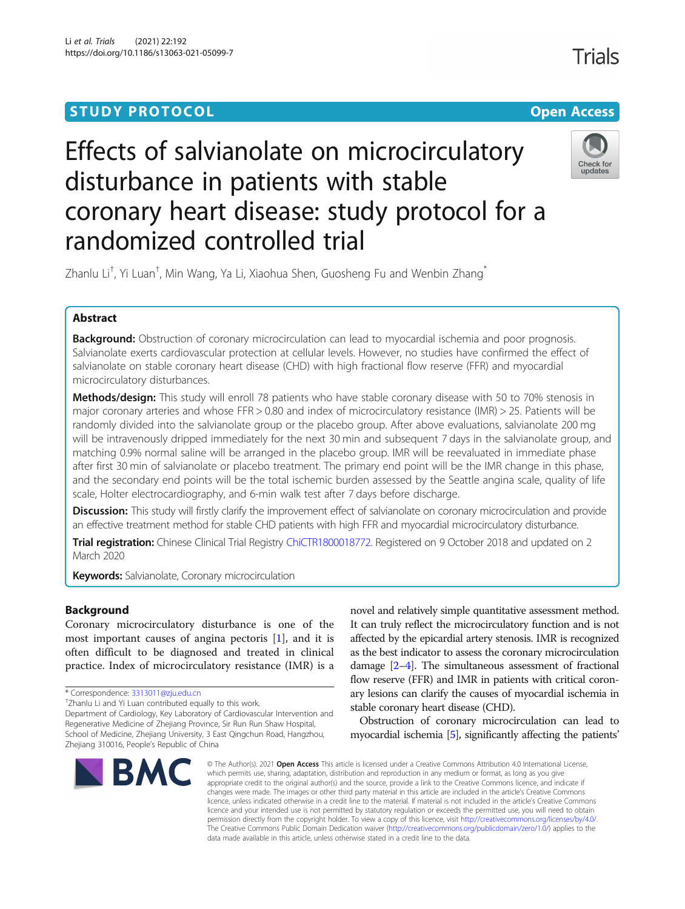STUDY PROTOCOL **Open Access**

# Effects of salvianolate on microcirculatory disturbance in patients with stable coronary heart disease: study protocol for a randomized controlled trial

Zhanlu Li[†], Yi Luan[†], Min Wang, Ya Li, Xiaohua Shen, Guosheng Fu and Wenbin Zhang[*]

## Abstract

**Background:** Obstruction of coronary microcirculation can lead to myocardial ischemia and poor prognosis. Salvianolate exerts cardiovascular protection at cellular levels. However, no studies have confirmed the effect of salvianolate on stable coronary heart disease (CHD) with high fractional flow reserve (FFR) and myocardial microcirculatory disturbances.

**Methods/design:** This study will enroll 78 patients who have stable coronary disease with 50 to 70% stenosis in major coronary arteries and whose FFR > 0.80 and index of microcirculatory resistance (IMR) > 25. Patients will be randomly divided into the salvianolate group or the placebo group. After above evaluations, salvianolate 200 mg will be intravenously dripped immediately for the next 30 min and subsequent 7 days in the salvianolate group, and matching 0.9% normal saline will be arranged in the placebo group. IMR will be reevaluated in immediate phase after first 30 min of salvianolate or placebo treatment. The primary end point will be the IMR change in this phase, and the secondary end points will be the total ischemic burden assessed by the Seattle angina scale, quality of life scale, Holter electrocardiography, and 6-min walk test after 7 days before discharge.

**Discussion:** This study will firstly clarify the improvement effect of salvianolate on coronary microcirculation and provide an effective treatment method for stable CHD patients with high FFR and myocardial microcirculatory disturbance.

**Trial registration:** Chinese Clinical Trial Registry ChiCTR1800018772. Registered on 9 October 2018 and updated on 2 March 2020

**Keywords:** Salvianolate, Coronary microcirculation

## Background

Coronary microcirculatory disturbance is one of the most important causes of angina pectoris [1], and it is often difficult to be diagnosed and treated in clinical practice. Index of microcirculatory resistance (IMR) is a novel and relatively simple quantitative assessment method. It can truly reflect the microcirculatory function and is not affected by the epicardial artery stenosis. IMR is recognized as the best indicator to assess the coronary microcirculation damage [2–4]. The simultaneous assessment of fractional flow reserve (FFR) and IMR in patients with critical coronary lesions can clarify the causes of myocardial ischemia in stable coronary heart disease (CHD).

Obstruction of coronary microcirculation can lead to myocardial ischemia [5], significantly affecting the patients'

\* Correspondence: 3313011@zju.edu.cn

†Zhanlu Li and Yi Luan contributed equally to this work.

Department of Cardiology, Key Laboratory of Cardiovascular Intervention and Regenerative Medicine of Zhejiang Province, Sir Run Run Shaw Hospital, School of Medicine, Zhejiang University, 3 East Qingchun Road, Hangzhou, Zhejiang 310016, People's Republic of China

© The Author(s). 2021 **Open Access** This article is licensed under a Creative Commons Attribution 4.0 International License, which permits use, sharing, adaptation, distribution and reproduction in any medium or format, as long as you give appropriate credit to the original author(s) and the source, provide a link to the Creative Commons licence, and indicate if changes were made. The images or other third party material in this article are included in the article's Creative Commons licence, unless indicated otherwise in a credit line to the material. If material is not included in the article's Creative Commons licence and your intended use is not permitted by statutory regulation or exceeds the permitted use, you will need to obtain permission directly from the copyright holder. To view a copy of this licence, visit http://creativecommons.org/licenses/by/4.0/. The Creative Commons Public Domain Dedication waiver (http://creativecommons.org/publicdomain/zero/1.0/) applies to the data made available in this article, unless otherwise stated in a credit line to the data.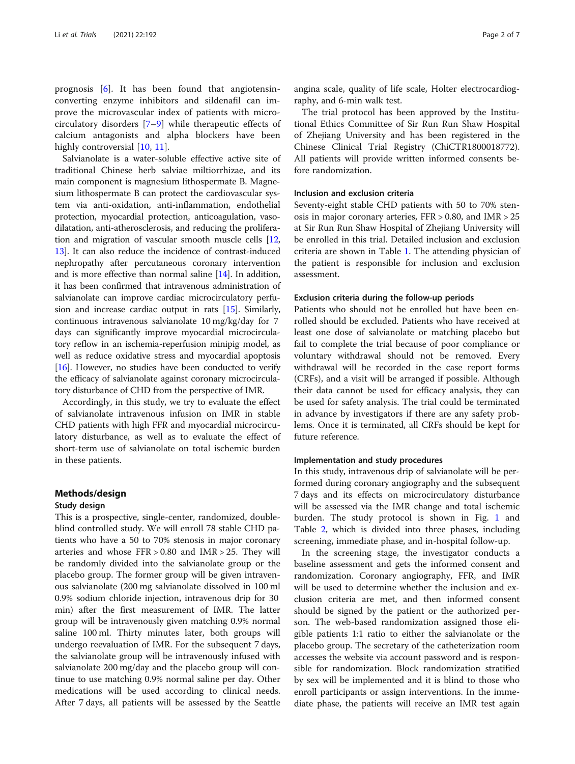prognosis [6]. It has been found that angiotensin-converting enzyme inhibitors and sildenafil can improve the microvascular index of patients with microcirculatory disorders [7–9] while therapeutic effects of calcium antagonists and alpha blockers have been highly controversial [10, 11].

Salvianolate is a water-soluble effective active site of traditional Chinese herb salviae miltiorrhizae, and its main component is magnesium lithospermate B. Magnesium lithospermate B can protect the cardiovascular system via anti-oxidation, anti-inflammation, endothelial protection, myocardial protection, anticoagulation, vasodilatation, anti-atherosclerosis, and reducing the proliferation and migration of vascular smooth muscle cells [12, 13]. It can also reduce the incidence of contrast-induced nephropathy after percutaneous coronary intervention and is more effective than normal saline [14]. In addition, it has been confirmed that intravenous administration of salvianolate can improve cardiac microcirculatory perfusion and increase cardiac output in rats [15]. Similarly, continuous intravenous salvianolate 10 mg/kg/day for 7 days can significantly improve myocardial microcirculatory reflow in an ischemia-reperfusion minipig model, as well as reduce oxidative stress and myocardial apoptosis [16]. However, no studies have been conducted to verify the efficacy of salvianolate against coronary microcirculatory disturbance of CHD from the perspective of IMR.

Accordingly, in this study, we try to evaluate the effect of salvianolate intravenous infusion on IMR in stable CHD patients with high FFR and myocardial microcirculatory disturbance, as well as to evaluate the effect of short-term use of salvianolate on total ischemic burden in these patients.

## Methods/design

### Study design

This is a prospective, single-center, randomized, double-blind controlled study. We will enroll 78 stable CHD patients who have a 50 to 70% stenosis in major coronary arteries and whose FFR > 0.80 and IMR > 25. They will be randomly divided into the salvianolate group or the placebo group. The former group will be given intravenous salvianolate (200 mg salvianolate dissolved in 100 ml 0.9% sodium chloride injection, intravenous drip for 30 min) after the first measurement of IMR. The latter group will be intravenously given matching 0.9% normal saline 100 ml. Thirty minutes later, both groups will undergo reevaluation of IMR. For the subsequent 7 days, the salvianolate group will be intravenously infused with salvianolate 200 mg/day and the placebo group will continue to use matching 0.9% normal saline per day. Other medications will be used according to clinical needs. After 7 days, all patients will be assessed by the Seattle angina scale, quality of life scale, Holter electrocardiography, and 6-min walk test.

The trial protocol has been approved by the Institutional Ethics Committee of Sir Run Run Shaw Hospital of Zhejiang University and has been registered in the Chinese Clinical Trial Registry (ChiCTR1800018772). All patients will provide written informed consents before randomization.

### Inclusion and exclusion criteria

Seventy-eight stable CHD patients with 50 to 70% stenosis in major coronary arteries, FFR > 0.80, and IMR > 25 at Sir Run Run Shaw Hospital of Zhejiang University will be enrolled in this trial. Detailed inclusion and exclusion criteria are shown in Table 1. The attending physician of the patient is responsible for inclusion and exclusion assessment.

### Exclusion criteria during the follow-up periods

Patients who should not be enrolled but have been enrolled should be excluded. Patients who have received at least one dose of salvianolate or matching placebo but fail to complete the trial because of poor compliance or voluntary withdrawal should not be removed. Every withdrawal will be recorded in the case report forms (CRFs), and a visit will be arranged if possible. Although their data cannot be used for efficacy analysis, they can be used for safety analysis. The trial could be terminated in advance by investigators if there are any safety problems. Once it is terminated, all CRFs should be kept for future reference.

### Implementation and study procedures

In this study, intravenous drip of salvianolate will be performed during coronary angiography and the subsequent 7 days and its effects on microcirculatory disturbance will be assessed via the IMR change and total ischemic burden. The study protocol is shown in Fig. 1 and Table 2, which is divided into three phases, including screening, immediate phase, and in-hospital follow-up.

In the screening stage, the investigator conducts a baseline assessment and gets the informed consent and randomization. Coronary angiography, FFR, and IMR will be used to determine whether the inclusion and exclusion criteria are met, and then informed consent should be signed by the patient or the authorized person. The web-based randomization assigned those eligible patients 1:1 ratio to either the salvianolate or the placebo group. The secretary of the catheterization room accesses the website via account password and is responsible for randomization. Block randomization stratified by sex will be implemented and it is blind to those who enroll participants or assign interventions. In the immediate phase, the patients will receive an IMR test again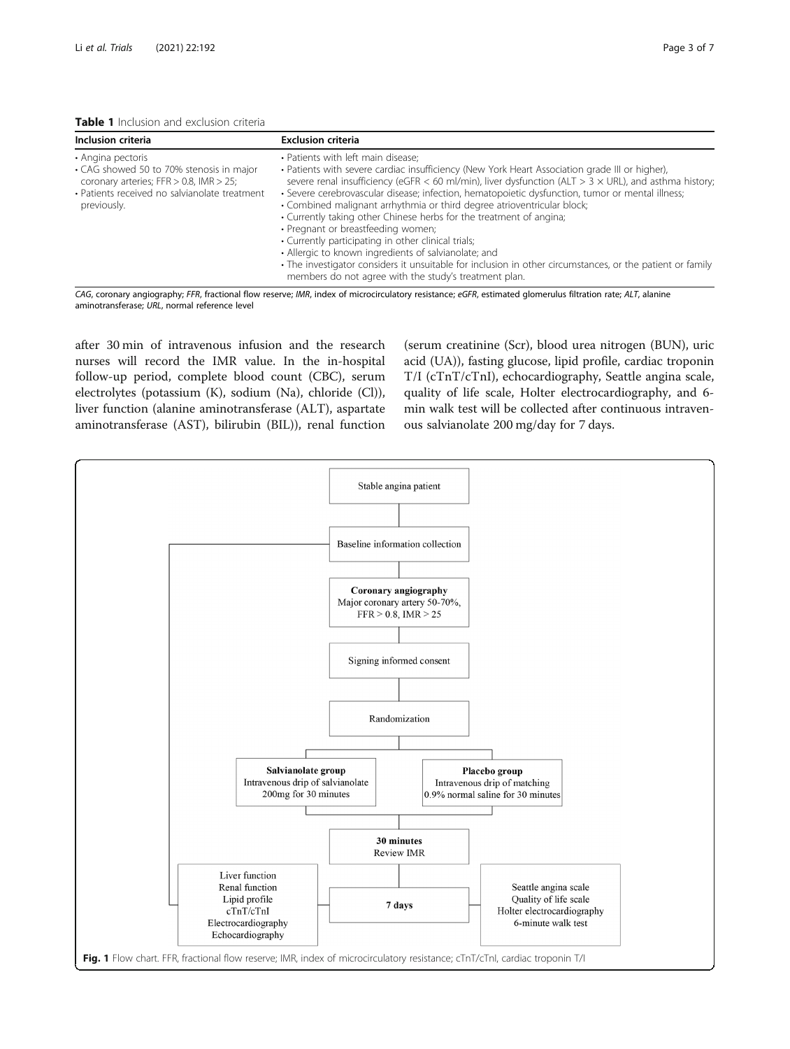**Table 1** Inclusion and exclusion criteria

| Inclusion criteria | Exclusion criteria |
| --- | --- |
| • Angina pectoris<br>• CAG showed 50 to 70% stenosis in major coronary arteries; FFR > 0.8, IMR > 25;<br>• Patients received no salvianolate treatment previously. | • Patients with left main disease;<br>• Patients with severe cardiac insufficiency (New York Heart Association grade III or higher), severe renal insufficiency (eGFR < 60 ml/min), liver dysfunction (ALT > 3 × URL), and asthma history;<br>• Severe cerebrovascular disease; infection, hematopoietic dysfunction, tumor or mental illness;<br>• Combined malignant arrhythmia or third degree atrioventricular block;<br>• Currently taking other Chinese herbs for the treatment of angina;<br>• Pregnant or breastfeeding women;<br>• Currently participating in other clinical trials;<br>• Allergic to known ingredients of salvianolate; and<br>• The investigator considers it unsuitable for inclusion in other circumstances, or the patient or family members do not agree with the study's treatment plan. |

*CAG*, coronary angiography; *FFR*, fractional flow reserve; *IMR*, index of microcirculatory resistance; *eGFR*, estimated glomerulus filtration rate; *ALT*, alanine aminotransferase; *URL*, normal reference level

after 30 min of intravenous infusion and the research nurses will record the IMR value. In the in-hospital follow-up period, complete blood count (CBC), serum electrolytes (potassium (K), sodium (Na), chloride (Cl)), liver function (alanine aminotransferase (ALT), aspartate aminotransferase (AST), bilirubin (BIL)), renal function (serum creatinine (Scr), blood urea nitrogen (BUN), uric acid (UA)), fasting glucose, lipid profile, cardiac troponin T/I (cTnT/cTnI), echocardiography, Seattle angina scale, quality of life scale, Holter electrocardiography, and 6-min walk test will be collected after continuous intravenous salvianolate 200 mg/day for 7 days.

Stable angina patient → Baseline information collection → **Coronary angiography** Major coronary artery 50-70%, FFR > 0.8, IMR > 25 → Signing informed consent → Randomization → **Salvianolate group** Intravenous drip of salvianolate 200mg for 30 minutes / **Placebo group** Intravenous drip of matching 0.9% normal saline for 30 minutes → **30 minutes** Review IMR → **7 days**: Liver function, Renal function, Lipid profile, cTnT/cTnI, Electrocardiography, Echocardiography; Seattle angina scale, Quality of life scale, Holter electrocardiography, 6-minute walk test

**Fig. 1** Flow chart. FFR, fractional flow reserve; IMR, index of microcirculatory resistance; cTnT/cTnI, cardiac troponin T/I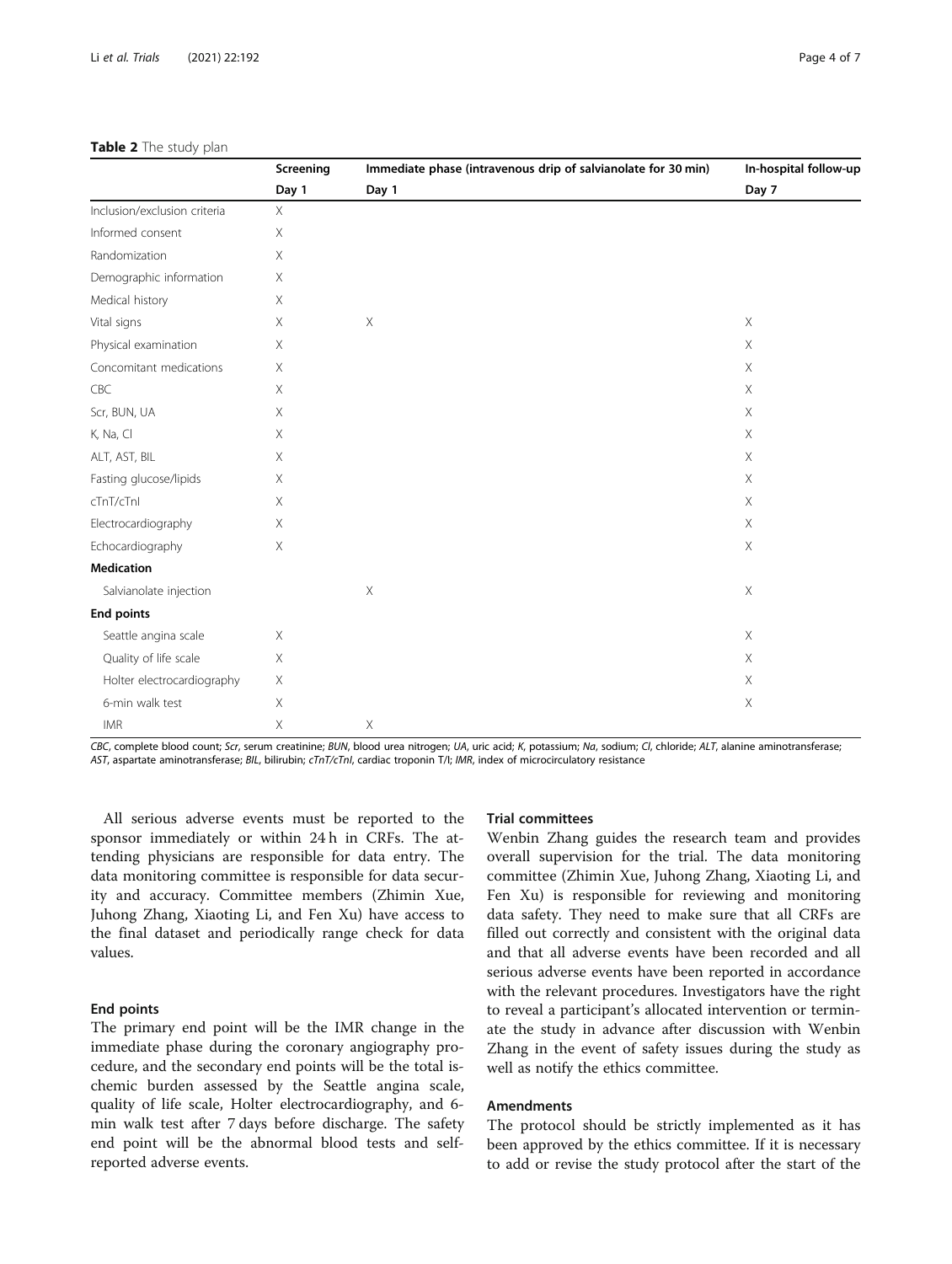**Table 2** The study plan

| | Screening | Immediate phase (intravenous drip of salvianolate for 30 min) | In-hospital follow-up |
|---|---|---|---|
| | Day 1 | Day 1 | Day 7 |
| Inclusion/exclusion criteria | X | | |
| Informed consent | X | | |
| Randomization | X | | |
| Demographic information | X | | |
| Medical history | X | | |
| Vital signs | X | X | X |
| Physical examination | X | | X |
| Concomitant medications | X | | X |
| CBC | X | | X |
| Scr, BUN, UA | X | | X |
| K, Na, Cl | X | | X |
| ALT, AST, BIL | X | | X |
| Fasting glucose/lipids | X | | X |
| cTnT/cTnI | X | | X |
| Electrocardiography | X | | X |
| Echocardiography | X | | X |
| **Medication** | | | |
| Salvianolate injection | | X | X |
| **End points** | | | |
| Seattle angina scale | X | | X |
| Quality of life scale | X | | X |
| Holter electrocardiography | X | | X |
| 6-min walk test | X | | X |
| IMR | X | X | |

*CBC*, complete blood count; *Scr*, serum creatinine; *BUN*, blood urea nitrogen; *UA*, uric acid; *K*, potassium; *Na*, sodium; *Cl*, chloride; *ALT*, alanine aminotransferase; *AST*, aspartate aminotransferase; *BIL*, bilirubin; *cTnT/cTnI*, cardiac troponin T/I; *IMR*, index of microcirculatory resistance

All serious adverse events must be reported to the sponsor immediately or within 24 h in CRFs. The attending physicians are responsible for data entry. The data monitoring committee is responsible for data security and accuracy. Committee members (Zhimin Xue, Juhong Zhang, Xiaoting Li, and Fen Xu) have access to the final dataset and periodically range check for data values.

### End points

The primary end point will be the IMR change in the immediate phase during the coronary angiography procedure, and the secondary end points will be the total ischemic burden assessed by the Seattle angina scale, quality of life scale, Holter electrocardiography, and 6-min walk test after 7 days before discharge. The safety end point will be the abnormal blood tests and self-reported adverse events.

### Trial committees

Wenbin Zhang guides the research team and provides overall supervision for the trial. The data monitoring committee (Zhimin Xue, Juhong Zhang, Xiaoting Li, and Fen Xu) is responsible for reviewing and monitoring data safety. They need to make sure that all CRFs are filled out correctly and consistent with the original data and that all adverse events have been recorded and all serious adverse events have been reported in accordance with the relevant procedures. Investigators have the right to reveal a participant's allocated intervention or terminate the study in advance after discussion with Wenbin Zhang in the event of safety issues during the study as well as notify the ethics committee.

### Amendments

The protocol should be strictly implemented as it has been approved by the ethics committee. If it is necessary to add or revise the study protocol after the start of the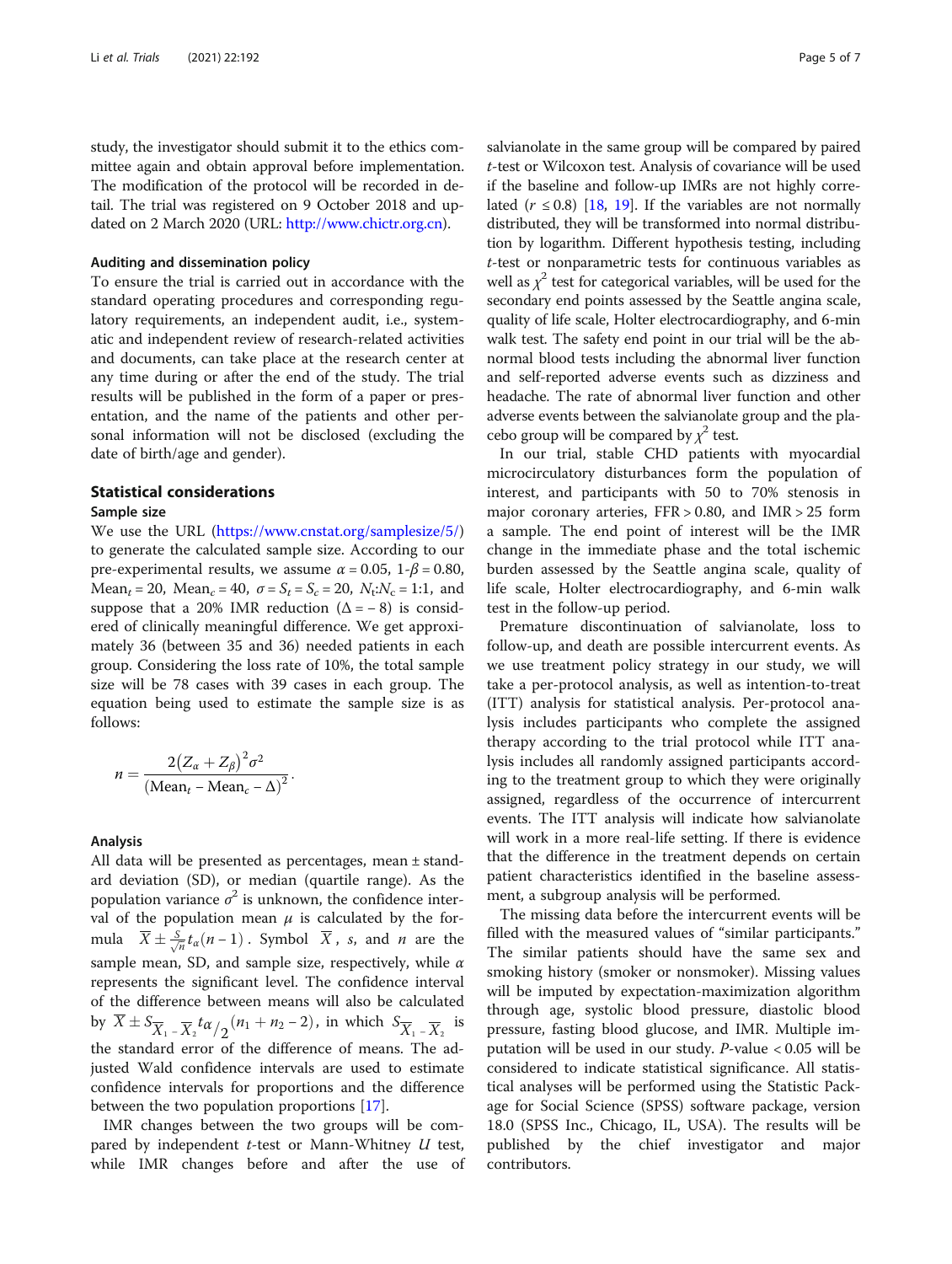study, the investigator should submit it to the ethics committee again and obtain approval before implementation. The modification of the protocol will be recorded in detail. The trial was registered on 9 October 2018 and updated on 2 March 2020 (URL: http://www.chictr.org.cn).

### Auditing and dissemination policy

To ensure the trial is carried out in accordance with the standard operating procedures and corresponding regulatory requirements, an independent audit, i.e., systematic and independent review of research-related activities and documents, can take place at the research center at any time during or after the end of the study. The trial results will be published in the form of a paper or presentation, and the name of the patients and other personal information will not be disclosed (excluding the date of birth/age and gender).

## Statistical considerations

### Sample size

We use the URL (https://www.cnstat.org/samplesize/5/) to generate the calculated sample size. According to our pre-experimental results, we assume $\alpha = 0.05$, $1\text{-}\beta = 0.80$, $\text{Mean}_t = 20$, $\text{Mean}_c = 40$, $\sigma = S_t = S_c = 20$, $N_t{:}N_c = 1{:}1$, and suppose that a 20% IMR reduction ($\Delta = -8$) is considered of clinically meaningful difference. We get approximately 36 (between 35 and 36) needed patients in each group. Considering the loss rate of 10%, the total sample size will be 78 cases with 39 cases in each group. The equation being used to estimate the sample size is as follows:

$$n = \frac{2(Z_\alpha + Z_\beta)^2 \sigma^2}{(\text{Mean}_t - \text{Mean}_c - \Delta)^2}.$$

### Analysis

All data will be presented as percentages, mean ± standard deviation (SD), or median (quartile range). As the population variance $\sigma^2$ is unknown, the confidence interval of the population mean $\mu$ is calculated by the formula $\overline{X} \pm \frac{S}{\sqrt{n}} t_\alpha(n-1)$. Symbol $\overline{X}$, $s$, and $n$ are the sample mean, SD, and sample size, respectively, while $\alpha$ represents the significant level. The confidence interval of the difference between means will also be calculated by $\overline{X} \pm S_{\overline{X}_1 - \overline{X}_2} t_{\alpha/2}(n_1 + n_2 - 2)$, in which $S_{\overline{X}_1 - \overline{X}_2}$ is the standard error of the difference of means. The adjusted Wald confidence intervals are used to estimate confidence intervals for proportions and the difference between the two population proportions [17].

IMR changes between the two groups will be compared by independent *t*-test or Mann-Whitney *U* test, while IMR changes before and after the use of salvianolate in the same group will be compared by paired *t*-test or Wilcoxon test. Analysis of covariance will be used if the baseline and follow-up IMRs are not highly correlated ($r \le 0.8$) [18, 19]. If the variables are not normally distributed, they will be transformed into normal distribution by logarithm. Different hypothesis testing, including *t*-test or nonparametric tests for continuous variables as well as $\chi^2$ test for categorical variables, will be used for the secondary end points assessed by the Seattle angina scale, quality of life scale, Holter electrocardiography, and 6-min walk test. The safety end point in our trial will be the abnormal blood tests including the abnormal liver function and self-reported adverse events such as dizziness and headache. The rate of abnormal liver function and other adverse events between the salvianolate group and the placebo group will be compared by $\chi^2$ test.

In our trial, stable CHD patients with myocardial microcirculatory disturbances form the population of interest, and participants with 50 to 70% stenosis in major coronary arteries, FFR > 0.80, and IMR > 25 form a sample. The end point of interest will be the IMR change in the immediate phase and the total ischemic burden assessed by the Seattle angina scale, quality of life scale, Holter electrocardiography, and 6-min walk test in the follow-up period.

Premature discontinuation of salvianolate, loss to follow-up, and death are possible intercurrent events. As we use treatment policy strategy in our study, we will take a per-protocol analysis, as well as intention-to-treat (ITT) analysis for statistical analysis. Per-protocol analysis includes participants who complete the assigned therapy according to the trial protocol while ITT analysis includes all randomly assigned participants according to the treatment group to which they were originally assigned, regardless of the occurrence of intercurrent events. The ITT analysis will indicate how salvianolate will work in a more real-life setting. If there is evidence that the difference in the treatment depends on certain patient characteristics identified in the baseline assessment, a subgroup analysis will be performed.

The missing data before the intercurrent events will be filled with the measured values of "similar participants." The similar patients should have the same sex and smoking history (smoker or nonsmoker). Missing values will be imputed by expectation-maximization algorithm through age, systolic blood pressure, diastolic blood pressure, fasting blood glucose, and IMR. Multiple imputation will be used in our study. *P*-value < 0.05 will be considered to indicate statistical significance. All statistical analyses will be performed using the Statistic Package for Social Science (SPSS) software package, version 18.0 (SPSS Inc., Chicago, IL, USA). The results will be published by the chief investigator and major contributors.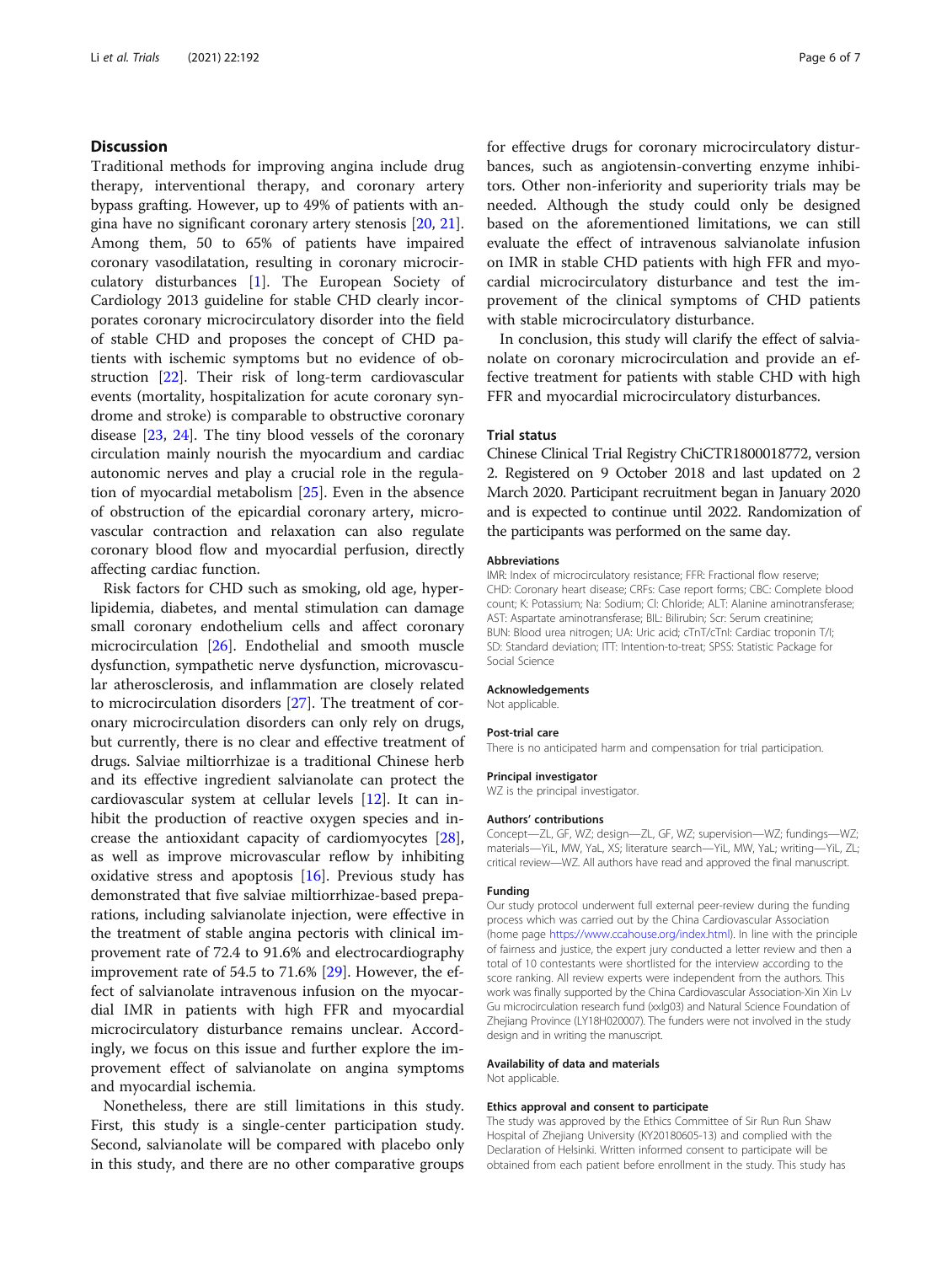## Discussion

Traditional methods for improving angina include drug therapy, interventional therapy, and coronary artery bypass grafting. However, up to 49% of patients with angina have no significant coronary artery stenosis [20, 21]. Among them, 50 to 65% of patients have impaired coronary vasodilatation, resulting in coronary microcirculatory disturbances [1]. The European Society of Cardiology 2013 guideline for stable CHD clearly incorporates coronary microcirculatory disorder into the field of stable CHD and proposes the concept of CHD patients with ischemic symptoms but no evidence of obstruction [22]. Their risk of long-term cardiovascular events (mortality, hospitalization for acute coronary syndrome and stroke) is comparable to obstructive coronary disease [23, 24]. The tiny blood vessels of the coronary circulation mainly nourish the myocardium and cardiac autonomic nerves and play a crucial role in the regulation of myocardial metabolism [25]. Even in the absence of obstruction of the epicardial coronary artery, microvascular contraction and relaxation can also regulate coronary blood flow and myocardial perfusion, directly affecting cardiac function.

Risk factors for CHD such as smoking, old age, hyperlipidemia, diabetes, and mental stimulation can damage small coronary endothelium cells and affect coronary microcirculation [26]. Endothelial and smooth muscle dysfunction, sympathetic nerve dysfunction, microvascular atherosclerosis, and inflammation are closely related to microcirculation disorders [27]. The treatment of coronary microcirculation disorders can only rely on drugs, but currently, there is no clear and effective treatment of drugs. Salviae miltiorrhizae is a traditional Chinese herb and its effective ingredient salvianolate can protect the cardiovascular system at cellular levels [12]. It can inhibit the production of reactive oxygen species and increase the antioxidant capacity of cardiomyocytes [28], as well as improve microvascular reflow by inhibiting oxidative stress and apoptosis [16]. Previous study has demonstrated that five salviae miltiorrhizae-based preparations, including salvianolate injection, were effective in the treatment of stable angina pectoris with clinical improvement rate of 72.4 to 91.6% and electrocardiography improvement rate of 54.5 to 71.6% [29]. However, the effect of salvianolate intravenous infusion on the myocardial IMR in patients with high FFR and myocardial microcirculatory disturbance remains unclear. Accordingly, we focus on this issue and further explore the improvement effect of salvianolate on angina symptoms and myocardial ischemia.

Nonetheless, there are still limitations in this study. First, this study is a single-center participation study. Second, salvianolate will be compared with placebo only in this study, and there are no other comparative groups for effective drugs for coronary microcirculatory disturbances, such as angiotensin-converting enzyme inhibitors. Other non-inferiority and superiority trials may be needed. Although the study could only be designed based on the aforementioned limitations, we can still evaluate the effect of intravenous salvianolate infusion on IMR in stable CHD patients with high FFR and myocardial microcirculatory disturbance and test the improvement of the clinical symptoms of CHD patients with stable microcirculatory disturbance.

In conclusion, this study will clarify the effect of salvianolate on coronary microcirculation and provide an effective treatment for patients with stable CHD with high FFR and myocardial microcirculatory disturbances.

## Trial status

Chinese Clinical Trial Registry ChiCTR1800018772, version 2. Registered on 9 October 2018 and last updated on 2 March 2020. Participant recruitment began in January 2020 and is expected to continue until 2022. Randomization of the participants was performed on the same day.

### Abbreviations

IMR: Index of microcirculatory resistance; FFR: Fractional flow reserve; CHD: Coronary heart disease; CRFs: Case report forms; CBC: Complete blood count; K: Potassium; Na: Sodium; Cl: Chloride; ALT: Alanine aminotransferase; AST: Aspartate aminotransferase; BIL: Bilirubin; Scr: Serum creatinine; BUN: Blood urea nitrogen; UA: Uric acid; cTnT/cTnI: Cardiac troponin T/I; SD: Standard deviation; ITT: Intention-to-treat; SPSS: Statistic Package for Social Science

### Acknowledgements

Not applicable.

### Post-trial care

There is no anticipated harm and compensation for trial participation.

### Principal investigator

WZ is the principal investigator.

### Authors' contributions

Concept—ZL, GF, WZ; design—ZL, GF, WZ; supervision—WZ; fundings—WZ; materials—YiL, MW, YaL, XS; literature search—YiL, MW, YaL; writing—YiL, ZL; critical review—WZ. All authors have read and approved the final manuscript.

### Funding

Our study protocol underwent full external peer-review during the funding process which was carried out by the China Cardiovascular Association (home page https://www.ccahouse.org/index.html). In line with the principle of fairness and justice, the expert jury conducted a letter review and then a total of 10 contestants were shortlisted for the interview according to the score ranking. All review experts were independent from the authors. This work was finally supported by the China Cardiovascular Association-Xin Xin Lv Gu microcirculation research fund (xxlg03) and Natural Science Foundation of Zhejiang Province (LY18H020007). The funders were not involved in the study design and in writing the manuscript.

### Availability of data and materials

Not applicable.

### Ethics approval and consent to participate

The study was approved by the Ethics Committee of Sir Run Run Shaw Hospital of Zhejiang University (KY20180605-13) and complied with the Declaration of Helsinki. Written informed consent to participate will be obtained from each patient before enrollment in the study. This study has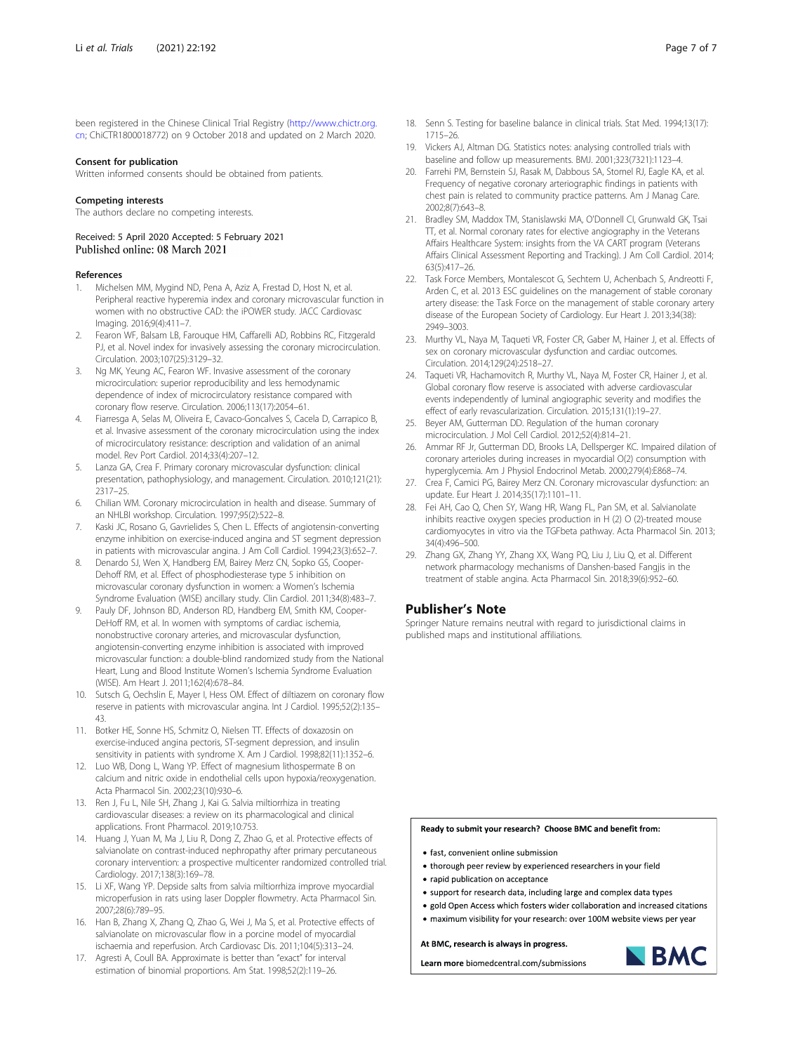been registered in the Chinese Clinical Trial Registry (http://www.chictr.org.cn; ChiCTR1800018772) on 9 October 2018 and updated on 2 March 2020.

### Consent for publication

Written informed consents should be obtained from patients.

### Competing interests

The authors declare no competing interests.

Received: 5 April 2020 Accepted: 5 February 2021
Published online: 08 March 2021

### References

1. Michelsen MM, Mygind ND, Pena A, Aziz A, Frestad D, Host N, et al. Peripheral reactive hyperemia index and coronary microvascular function in women with no obstructive CAD: the iPOWER study. JACC Cardiovasc Imaging. 2016;9(4):411–7.
2. Fearon WF, Balsam LB, Farouque HM, Caffarelli AD, Robbins RC, Fitzgerald PJ, et al. Novel index for invasively assessing the coronary microcirculation. Circulation. 2003;107(25):3129–32.
3. Ng MK, Yeung AC, Fearon WF. Invasive assessment of the coronary microcirculation: superior reproducibility and less hemodynamic dependence of index of microcirculatory resistance compared with coronary flow reserve. Circulation. 2006;113(17):2054–61.
4. Fiarresga A, Selas M, Oliveira E, Cavaco-Goncalves S, Cacela D, Carrapico B, et al. Invasive assessment of the coronary microcirculation using the index of microcirculatory resistance: description and validation of an animal model. Rev Port Cardiol. 2014;33(4):207–12.
5. Lanza GA, Crea F. Primary coronary microvascular dysfunction: clinical presentation, pathophysiology, and management. Circulation. 2010;121(21):2317–25.
6. Chilian WM. Coronary microcirculation in health and disease. Summary of an NHLBI workshop. Circulation. 1997;95(2):522–8.
7. Kaski JC, Rosano G, Gavrielides S, Chen L. Effects of angiotensin-converting enzyme inhibition on exercise-induced angina and ST segment depression in patients with microvascular angina. J Am Coll Cardiol. 1994;23(3):652–7.
8. Denardo SJ, Wen X, Handberg EM, Bairey Merz CN, Sopko GS, Cooper-Dehoff RM, et al. Effect of phosphodiesterase type 5 inhibition on microvascular coronary dysfunction in women: a Women's Ischemia Syndrome Evaluation (WISE) ancillary study. Clin Cardiol. 2011;34(8):483–7.
9. Pauly DF, Johnson BD, Anderson RD, Handberg EM, Smith KM, Cooper-DeHoff RM, et al. In women with symptoms of cardiac ischemia, nonobstructive coronary arteries, and microvascular dysfunction, angiotensin-converting enzyme inhibition is associated with improved microvascular function: a double-blind randomized study from the National Heart, Lung and Blood Institute Women's Ischemia Syndrome Evaluation (WISE). Am Heart J. 2011;162(4):678–84.
10. Sutsch G, Oechslin E, Mayer I, Hess OM. Effect of diltiazem on coronary flow reserve in patients with microvascular angina. Int J Cardiol. 1995;52(2):135–43.
11. Botker HE, Sonne HS, Schmitz O, Nielsen TT. Effects of doxazosin on exercise-induced angina pectoris, ST-segment depression, and insulin sensitivity in patients with syndrome X. Am J Cardiol. 1998;82(11):1352–6.
12. Luo WB, Dong L, Wang YP. Effect of magnesium lithospermate B on calcium and nitric oxide in endothelial cells upon hypoxia/reoxygenation. Acta Pharmacol Sin. 2002;23(10):930–6.
13. Ren J, Fu L, Nile SH, Zhang J, Kai G. Salvia miltiorrhiza in treating cardiovascular diseases: a review on its pharmacological and clinical applications. Front Pharmacol. 2019;10:753.
14. Huang J, Yuan M, Ma J, Liu R, Dong Z, Zhao G, et al. Protective effects of salvianolate on contrast-induced nephropathy after primary percutaneous coronary intervention: a prospective multicenter randomized controlled trial. Cardiology. 2017;138(3):169–78.
15. Li XF, Wang YP. Depside salts from salvia miltiorrhiza improve myocardial microperfusion in rats using laser Doppler flowmetry. Acta Pharmacol Sin. 2007;28(6):789–95.
16. Han B, Zhang X, Zhang Q, Zhao G, Wei J, Ma S, et al. Protective effects of salvianolate on microvascular flow in a porcine model of myocardial ischaemia and reperfusion. Arch Cardiovasc Dis. 2011;104(5):313–24.
17. Agresti A, Coull BA. Approximate is better than "exact" for interval estimation of binomial proportions. Am Stat. 1998;52(2):119–26.
18. Senn S. Testing for baseline balance in clinical trials. Stat Med. 1994;13(17):1715–26.
19. Vickers AJ, Altman DG. Statistics notes: analysing controlled trials with baseline and follow up measurements. BMJ. 2001;323(7321):1123–4.
20. Farrehi PM, Bernstein SJ, Rasak M, Dabbous SA, Stomel RJ, Eagle KA, et al. Frequency of negative coronary arteriographic findings in patients with chest pain is related to community practice patterns. Am J Manag Care. 2002;8(7):643–8.
21. Bradley SM, Maddox TM, Stanislawski MA, O'Donnell CI, Grunwald GK, Tsai TT, et al. Normal coronary rates for elective angiography in the Veterans Affairs Healthcare System: insights from the VA CART program (Veterans Affairs Clinical Assessment Reporting and Tracking). J Am Coll Cardiol. 2014;63(5):417–26.
22. Task Force Members, Montalescot G, Sechtem U, Achenbach S, Andreotti F, Arden C, et al. 2013 ESC guidelines on the management of stable coronary artery disease: the Task Force on the management of stable coronary artery disease of the European Society of Cardiology. Eur Heart J. 2013;34(38):2949–3003.
23. Murthy VL, Naya M, Taqueti VR, Foster CR, Gaber M, Hainer J, et al. Effects of sex on coronary microvascular dysfunction and cardiac outcomes. Circulation. 2014;129(24):2518–27.
24. Taqueti VR, Hachamovitch R, Murthy VL, Naya M, Foster CR, Hainer J, et al. Global coronary flow reserve is associated with adverse cardiovascular events independently of luminal angiographic severity and modifies the effect of early revascularization. Circulation. 2015;131(1):19–27.
25. Beyer AM, Gutterman DD. Regulation of the human coronary microcirculation. J Mol Cell Cardiol. 2012;52(4):814–21.
26. Ammar RF Jr, Gutterman DD, Brooks LA, Dellsperger KC. Impaired dilation of coronary arterioles during increases in myocardial O(2) consumption with hyperglycemia. Am J Physiol Endocrinol Metab. 2000;279(4):E868–74.
27. Crea F, Camici PG, Bairey Merz CN. Coronary microvascular dysfunction: an update. Eur Heart J. 2014;35(17):1101–11.
28. Fei AH, Cao Q, Chen SY, Wang HR, Wang FL, Pan SM, et al. Salvianolate inhibits reactive oxygen species production in H (2) O (2)-treated mouse cardiomyocytes in vitro via the TGFbeta pathway. Acta Pharmacol Sin. 2013;34(4):496–500.
29. Zhang GX, Zhang YY, Zhang XX, Wang PQ, Liu J, Liu Q, et al. Different network pharmacology mechanisms of Danshen-based Fangjis in the treatment of stable angina. Acta Pharmacol Sin. 2018;39(6):952–60.

## Publisher's Note

Springer Nature remains neutral with regard to jurisdictional claims in published maps and institutional affiliations.

**Ready to submit your research? Choose BMC and benefit from:**

- fast, convenient online submission
- thorough peer review by experienced researchers in your field
- rapid publication on acceptance
- support for research data, including large and complex data types
- gold Open Access which fosters wider collaboration and increased citations
- maximum visibility for your research: over 100M website views per year

**At BMC, research is always in progress.**

**Learn more** biomedcentral.com/submissions

BMC